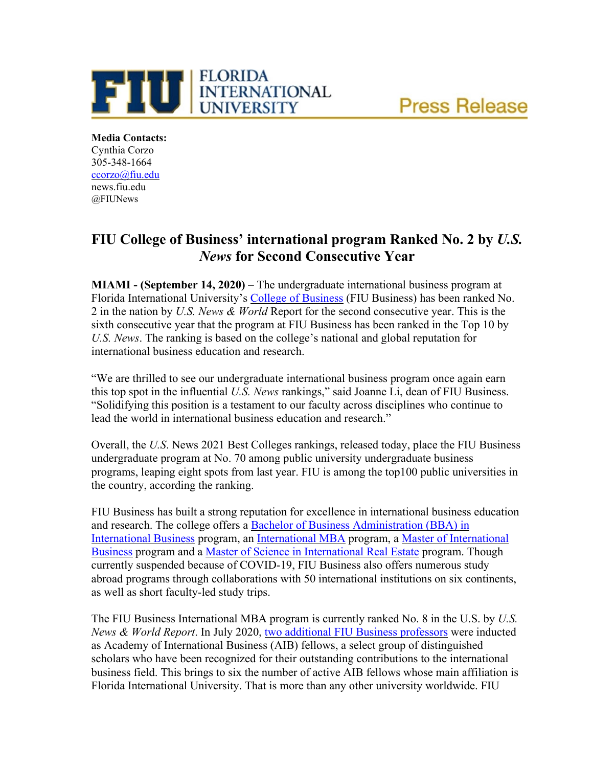FLORIDA INTERNATIONAL UNIVERSITY

Press Release

**Media Contacts:**
Cynthia Corzo
305-348-1664
ccorzo@fiu.edu
news.fiu.edu
@FIUNews

# FIU College of Business' international program Ranked No. 2 by *U.S. News* for Second Consecutive Year

**MIAMI - (September 14, 2020)** – The undergraduate international business program at Florida International University's College of Business (FIU Business) has been ranked No. 2 in the nation by *U.S. News & World* Report for the second consecutive year. This is the sixth consecutive year that the program at FIU Business has been ranked in the Top 10 by *U.S. News*. The ranking is based on the college's national and global reputation for international business education and research.

"We are thrilled to see our undergraduate international business program once again earn this top spot in the influential *U.S. News* rankings," said Joanne Li, dean of FIU Business. "Solidifying this position is a testament to our faculty across disciplines who continue to lead the world in international business education and research."

Overall, the *U.S*. News 2021 Best Colleges rankings, released today, place the FIU Business undergraduate program at No. 70 among public university undergraduate business programs, leaping eight spots from last year. FIU is among the top100 public universities in the country, according the ranking.

FIU Business has built a strong reputation for excellence in international business education and research. The college offers a Bachelor of Business Administration (BBA) in International Business program, an International MBA program, a Master of International Business program and a Master of Science in International Real Estate program. Though currently suspended because of COVID-19, FIU Business also offers numerous study abroad programs through collaborations with 50 international institutions on six continents, as well as short faculty-led study trips.

The FIU Business International MBA program is currently ranked No. 8 in the U.S. by *U.S. News & World Report*. In July 2020, two additional FIU Business professors were inducted as Academy of International Business (AIB) fellows, a select group of distinguished scholars who have been recognized for their outstanding contributions to the international business field. This brings to six the number of active AIB fellows whose main affiliation is Florida International University. That is more than any other university worldwide. FIU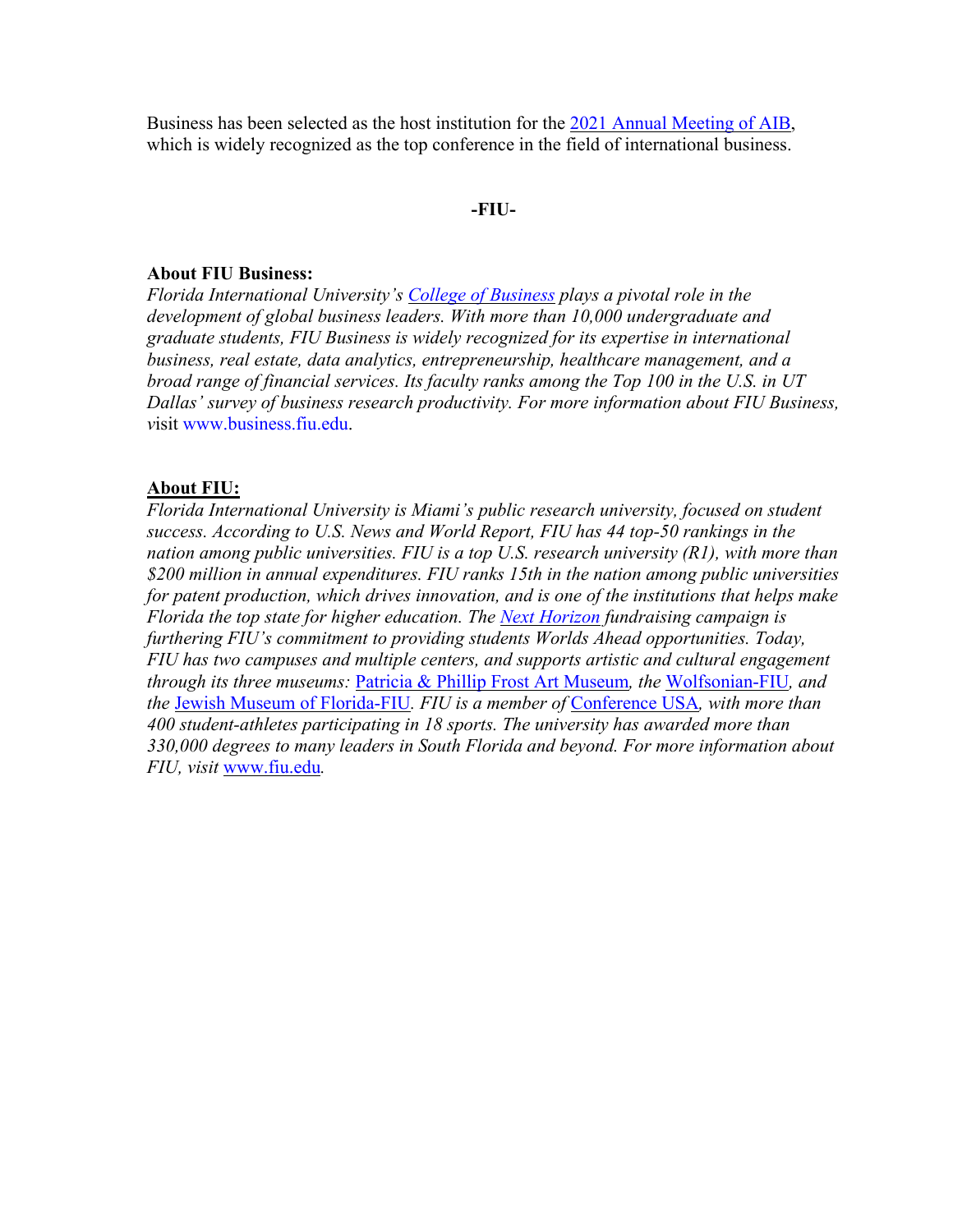Business has been selected as the host institution for the 2021 Annual Meeting of AIB, which is widely recognized as the top conference in the field of international business.

**-FIU-**

**About FIU Business:**

*Florida International University's College of Business plays a pivotal role in the development of global business leaders. With more than 10,000 undergraduate and graduate students, FIU Business is widely recognized for its expertise in international business, real estate, data analytics, entrepreneurship, healthcare management, and a broad range of financial services. Its faculty ranks among the Top 100 in the U.S. in UT Dallas' survey of business research productivity. For more information about FIU Business, v*isit www.business.fiu.edu.

**About FIU:**

*Florida International University is Miami's public research university, focused on student success. According to U.S. News and World Report, FIU has 44 top-50 rankings in the nation among public universities. FIU is a top U.S. research university (R1), with more than $200 million in annual expenditures. FIU ranks 15th in the nation among public universities for patent production, which drives innovation, and is one of the institutions that helps make Florida the top state for higher education. The Next Horizon fundraising campaign is furthering FIU's commitment to providing students Worlds Ahead opportunities. Today, FIU has two campuses and multiple centers, and supports artistic and cultural engagement through its three museums:* Patricia & Phillip Frost Art Museum*, the* Wolfsonian-FIU*, and the* Jewish Museum of Florida-FIU*. FIU is a member of* Conference USA*, with more than 400 student-athletes participating in 18 sports. The university has awarded more than 330,000 degrees to many leaders in South Florida and beyond. For more information about FIU, visit* www.fiu.edu*.*